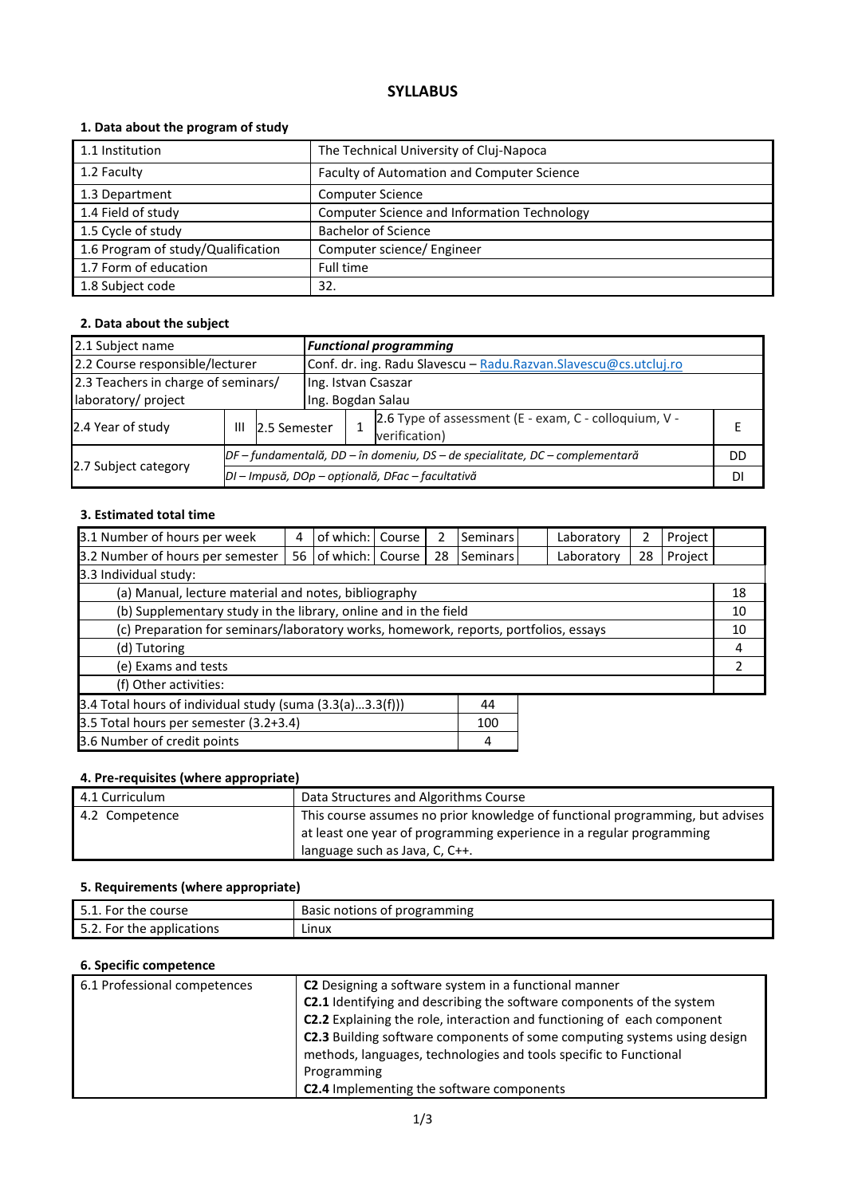# SYLLABUS

## 1. Data about the program of study

| | |
|---|---|
| 1.1 Institution | The Technical University of Cluj-Napoca |
| 1.2 Faculty | Faculty of Automation and Computer Science |
| 1.3 Department | Computer Science |
| 1.4 Field of study | Computer Science and Information Technology |
| 1.5 Cycle of study | Bachelor of Science |
| 1.6 Program of study/Qualification | Computer science/ Engineer |
| 1.7 Form of education | Full time |
| 1.8 Subject code | 32. |

## 2. Data about the subject

| | | | | | |
|---|---|---|---|---|---|
| 2.1 Subject name | ***Functional programming*** | | | | |
| 2.2 Course responsible/lecturer | Conf. dr. ing. Radu Slavescu – Radu.Razvan.Slavescu@cs.utcluj.ro | | | | |
| 2.3 Teachers in charge of seminars/ laboratory/ project | Ing. Istvan Csaszar<br>Ing. Bogdan Salau | | | | |
| 2.4 Year of study | III | 2.5 Semester | 1 | 2.6 Type of assessment (E - exam, C - colloquium, V - verification) | E |
| 2.7 Subject category | *DF – fundamentală, DD – în domeniu, DS – de specialitate, DC – complementară* | | | | DD |
| | *DI – Impusă, DOp – opțională, DFac – facultativă* | | | | DI |

## 3. Estimated total time

| | | | | | | | | | | |
|---|---|---|---|---|---|---|---|---|---|---|
| 3.1 Number of hours per week | 4 | of which: | Course | 2 | Seminars | | Laboratory | 2 | Project | |
| 3.2 Number of hours per semester | 56 | of which: | Course | 28 | Seminars | | Laboratory | 28 | Project | |
| 3.3 Individual study: | | | | | | | | | | |
| (a) Manual, lecture material and notes, bibliography | | | | | | | | | | 18 |
| (b) Supplementary study in the library, online and in the field | | | | | | | | | | 10 |
| (c) Preparation for seminars/laboratory works, homework, reports, portfolios, essays | | | | | | | | | | 10 |
| (d) Tutoring | | | | | | | | | | 4 |
| (e) Exams and tests | | | | | | | | | | 2 |
| (f) Other activities: | | | | | | | | | | |

| | |
|---|---|
| 3.4 Total hours of individual study (suma (3.3(a)…3.3(f))) | 44 |
| 3.5 Total hours per semester (3.2+3.4) | 100 |
| 3.6 Number of credit points | 4 |

## 4. Pre-requisites (where appropriate)

| | |
|---|---|
| 4.1 Curriculum | Data Structures and Algorithms Course |
| 4.2 Competence | This course assumes no prior knowledge of functional programming, but advises at least one year of programming experience in a regular programming language such as Java, C, C++. |

## 5. Requirements (where appropriate)

| | |
|---|---|
| 5.1. For the course | Basic notions of programming |
| 5.2. For the applications | Linux |

## 6. Specific competence

| | |
|---|---|
| 6.1 Professional competences | **C2** Designing a software system in a functional manner<br>**C2.1** Identifying and describing the software components of the system<br>**C2.2** Explaining the role, interaction and functioning of each component<br>**C2.3** Building software components of some computing systems using design methods, languages, technologies and tools specific to Functional Programming<br>**C2.4** Implementing the software components |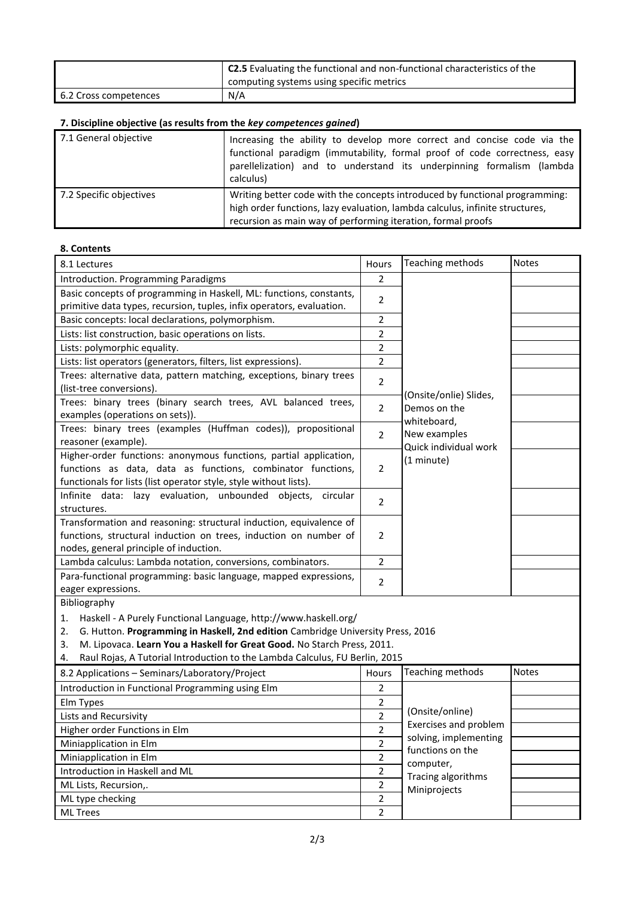| | |
|---|---|
| | **C2.5** Evaluating the functional and non-functional characteristics of the computing systems using specific metrics |
| 6.2 Cross competences | N/A |

### 7. Discipline objective (as results from the *key competences gained*)

| | |
|---|---|
| 7.1 General objective | Increasing the ability to develop more correct and concise code via the functional paradigm (immutability, formal proof of code correctness, easy parellelization) and to understand its underpinning formalism (lambda calculus) |
| 7.2 Specific objectives | Writing better code with the concepts introduced by functional programming: high order functions, lazy evaluation, lambda calculus, infinite structures, recursion as main way of performing iteration, formal proofs |

### 8. Contents

| 8.1 Lectures | Hours | Teaching methods | Notes |
|---|---|---|---|
| Introduction. Programming Paradigms | 2 | (Onsite/onlie) Slides, Demos on the whiteboard, New examples Quick individual work (1 minute) | |
| Basic concepts of programming in Haskell, ML: functions, constants, primitive data types, recursion, tuples, infix operators, evaluation. | 2 | | |
| Basic concepts: local declarations, polymorphism. | 2 | | |
| Lists: list construction, basic operations on lists. | 2 | | |
| Lists: polymorphic equality. | 2 | | |
| Lists: list operators (generators, filters, list expressions). | 2 | | |
| Trees: alternative data, pattern matching, exceptions, binary trees (list-tree conversions). | 2 | | |
| Trees: binary trees (binary search trees, AVL balanced trees, examples (operations on sets)). | 2 | | |
| Trees: binary trees (examples (Huffman codes)), propositional reasoner (example). | 2 | | |
| Higher-order functions: anonymous functions, partial application, functions as data, data as functions, combinator functions, functionals for lists (list operator style, style without lists). | 2 | | |
| Infinite data: lazy evaluation, unbounded objects, circular structures. | 2 | | |
| Transformation and reasoning: structural induction, equivalence of functions, structural induction on trees, induction on number of nodes, general principle of induction. | 2 | | |
| Lambda calculus: Lambda notation, conversions, combinators. | 2 | | |
| Para-functional programming: basic language, mapped expressions, eager expressions. | 2 | | |

Bibliography

1. Haskell - A Purely Functional Language, http://www.haskell.org/
2. G. Hutton. **Programming in Haskell, 2nd edition** Cambridge University Press, 2016
3. M. Lipovaca. **Learn You a Haskell for Great Good.** No Starch Press, 2011.
4. Raul Rojas, A Tutorial Introduction to the Lambda Calculus, FU Berlin, 2015

| 8.2 Applications – Seminars/Laboratory/Project | Hours | Teaching methods | Notes |
|---|---|---|---|
| Introduction in Functional Programming using Elm | 2 | (Onsite/online) Exercises and problem solving, implementing functions on the computer, Tracing algorithms Miniprojects | |
| Elm Types | 2 | | |
| Lists and Recursivity | 2 | | |
| Higher order Functions in Elm | 2 | | |
| Miniapplication in Elm | 2 | | |
| Miniapplication in Elm | 2 | | |
| Introduction in Haskell and ML | 2 | | |
| ML Lists, Recursion,. | 2 | | |
| ML type checking | 2 | | |
| ML Trees | 2 | | |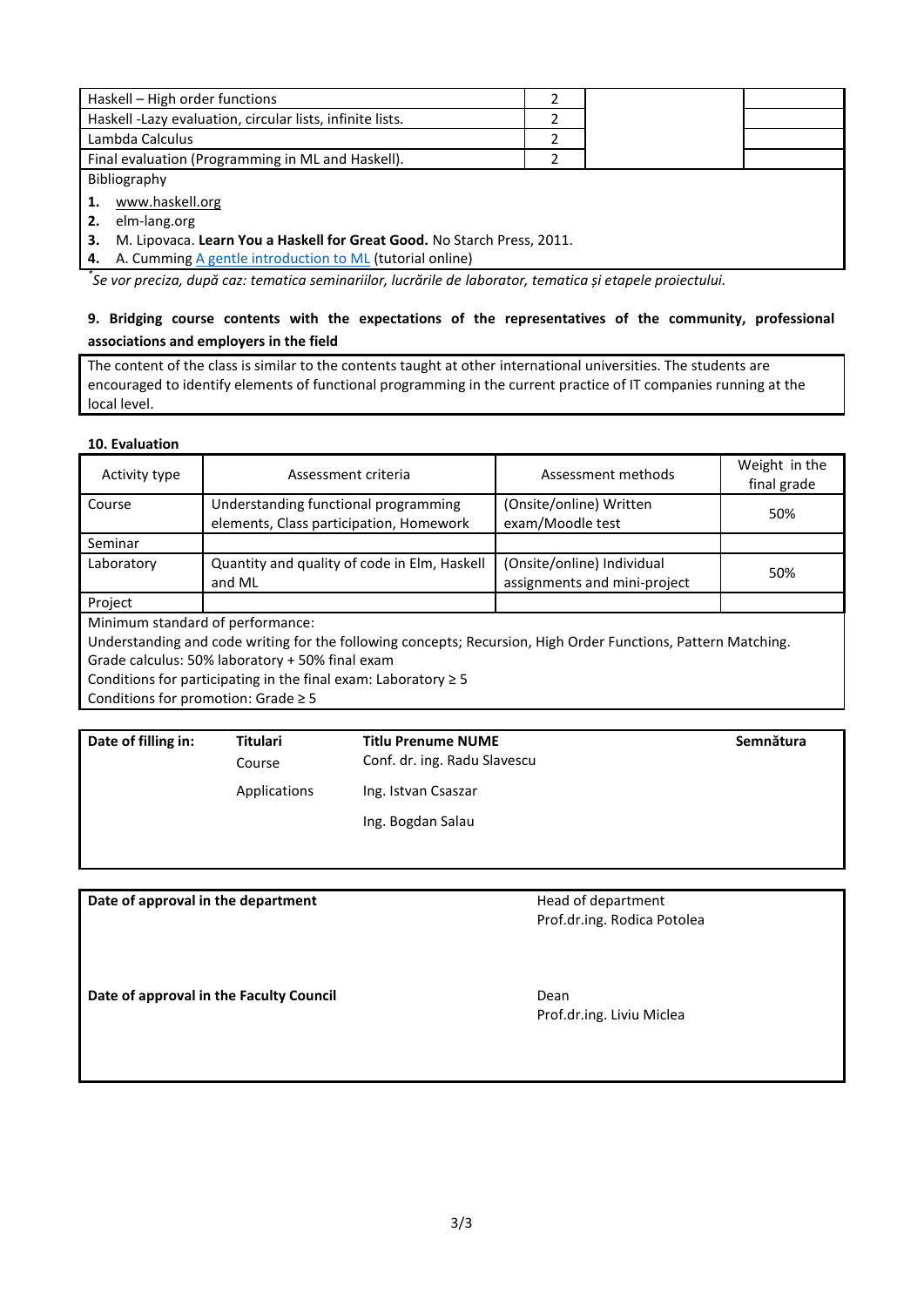| | | | |
|---|---|---|---|
| Haskell – High order functions | 2 | | |
| Haskell -Lazy evaluation, circular lists, infinite lists. | 2 | | |
| Lambda Calculus | 2 | | |
| Final evaluation (Programming in ML and Haskell). | 2 | | |

Bibliography

1. www.haskell.org
2. elm-lang.org
3. M. Lipovaca. **Learn You a Haskell for Great Good.** No Starch Press, 2011.
4. A. Cumming A gentle introduction to ML (tutorial online)

*Se vor preciza, după caz: tematica seminariilor, lucrările de laborator, tematica și etapele proiectului.*

### 9. Bridging course contents with the expectations of the representatives of the community, professional associations and employers in the field

The content of the class is similar to the contents taught at other international universities. The students are encouraged to identify elements of functional programming in the current practice of IT companies running at the local level.

### 10. Evaluation

| Activity type | Assessment criteria | Assessment methods | Weight in the final grade |
|---|---|---|---|
| Course | Understanding functional programming elements, Class participation, Homework | (Onsite/online) Written exam/Moodle test | 50% |
| Seminar | | | |
| Laboratory | Quantity and quality of code in Elm, Haskell and ML | (Onsite/online) Individual assignments and mini-project | 50% |
| Project | | | |

Minimum standard of performance:
Understanding and code writing for the following concepts; Recursion, High Order Functions, Pattern Matching.
Grade calculus: 50% laboratory + 50% final exam
Conditions for participating in the final exam: Laboratory ≥ 5
Conditions for promotion: Grade ≥ 5

| Date of filling in: | Titulari | Titlu Prenume NUME | Semnătura |
|---|---|---|---|
| | Course | Conf. dr. ing. Radu Slavescu | |
| | Applications | Ing. Istvan Csaszar | |
| | | Ing. Bogdan Salau | |

| | |
|---|---|
| **Date of approval in the department** | Head of department<br>Prof.dr.ing. Rodica Potolea |
| **Date of approval in the Faculty Council** | Dean<br>Prof.dr.ing. Liviu Miclea |